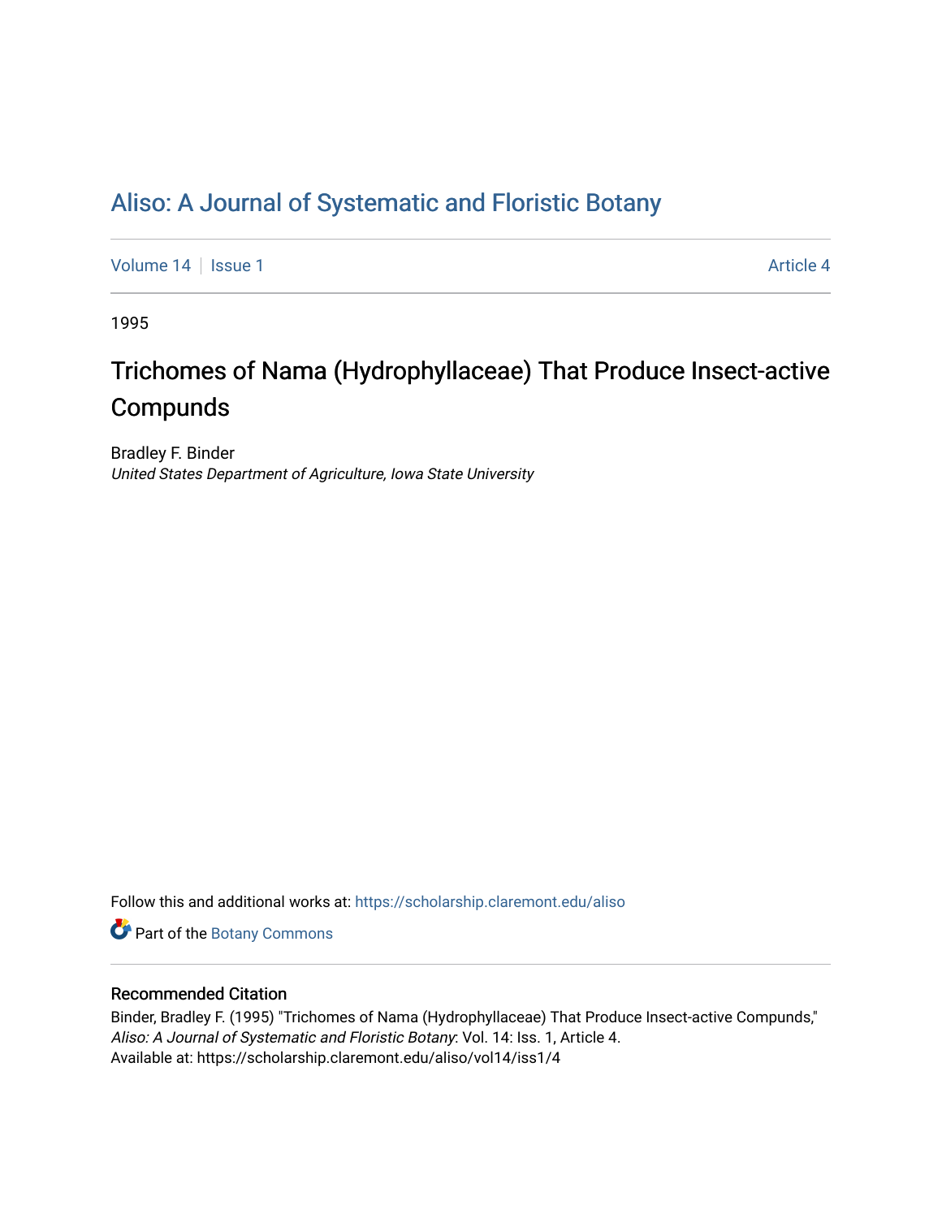# Aliso: A Journal of Systematic and Floristic Botany

Volume 14 | Issue 1 | Article 4

1995

## Trichomes of Nama (Hydrophyllaceae) That Produce Insect-active Compunds

Bradley F. Binder
*United States Department of Agriculture, Iowa State University*

Follow this and additional works at: https://scholarship.claremont.edu/aliso

Part of the Botany Commons

### Recommended Citation

Binder, Bradley F. (1995) "Trichomes of Nama (Hydrophyllaceae) That Produce Insect-active Compunds," *Aliso: A Journal of Systematic and Floristic Botany*: Vol. 14: Iss. 1, Article 4.
Available at: https://scholarship.claremont.edu/aliso/vol14/iss1/4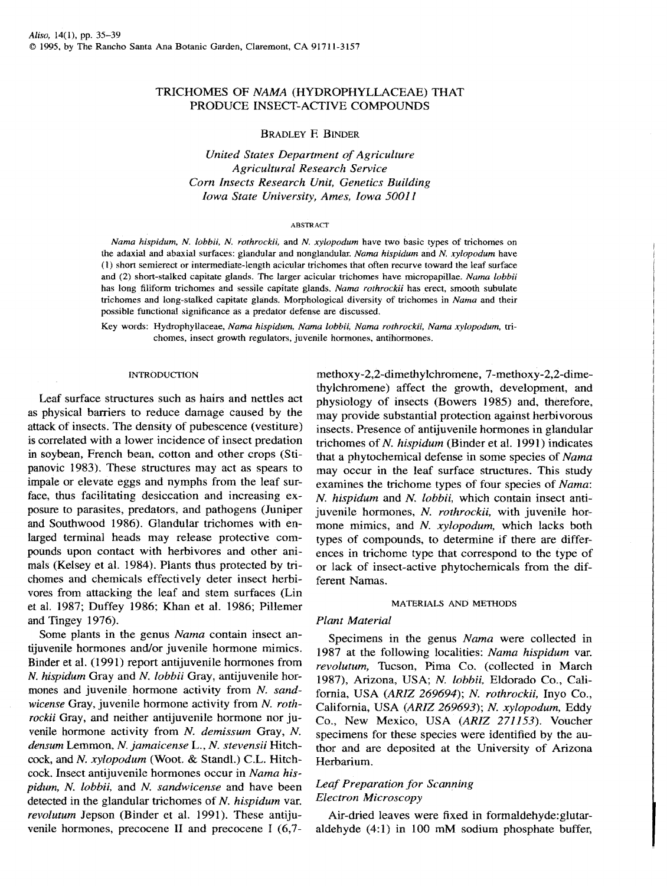# TRICHOMES OF *NAMA* (HYDROPHYLLACEAE) THAT PRODUCE INSECT-ACTIVE COMPOUNDS

BRADLEY F. BINDER

*United States Department of Agriculture*
*Agricultural Research Service*
*Corn Insects Research Unit, Genetics Building*
*Iowa State University, Ames, Iowa 50011*

## ABSTRACT

*Nama hispidum*, *N. lobbii*, *N. rothrockii*, and *N. xylopodum* have two basic types of trichomes on the adaxial and abaxial surfaces: glandular and nonglandular. *Nama hispidum* and *N. xylopodum* have (1) short semierect or intermediate-length acicular trichomes that often recurve toward the leaf surface and (2) short-stalked capitate glands. The larger acicular trichomes have micropapillae. *Nama lobbii* has long filiform trichomes and sessile capitate glands. *Nama rothrockii* has erect, smooth subulate trichomes and long-stalked capitate glands. Morphological diversity of trichomes in *Nama* and their possible functional significance as a predator defense are discussed.

Key words: Hydrophyllaceae, *Nama hispidum*, *Nama lobbii*, *Nama rothrockii*, *Nama xylopodum*, trichomes, insect growth regulators, juvenile hormones, antihormones.

## INTRODUCTION

Leaf surface structures such as hairs and nettles act as physical barriers to reduce damage caused by the attack of insects. The density of pubescence (vestiture) is correlated with a lower incidence of insect predation in soybean, French bean, cotton and other crops (Stipanovic 1983). These structures may act as spears to impale or elevate eggs and nymphs from the leaf surface, thus facilitating desiccation and increasing exposure to parasites, predators, and pathogens (Juniper and Southwood 1986). Glandular trichomes with enlarged terminal heads may release protective compounds upon contact with herbivores and other animals (Kelsey et al. 1984). Plants thus protected by trichomes and chemicals effectively deter insect herbivores from attacking the leaf and stem surfaces (Lin et al. 1987; Duffey 1986; Khan et al. 1986; Pillemer and Tingey 1976).

Some plants in the genus *Nama* contain insect antijuvenile hormones and/or juvenile hormone mimics. Binder et al. (1991) report antijuvenile hormones from *N. hispidum* Gray and *N. lobbii* Gray, antijuvenile hormones and juvenile hormone activity from *N. sandwicense* Gray, juvenile hormone activity from *N. rothrockii* Gray, and neither antijuvenile hormone nor juvenile hormone activity from *N. demissum* Gray, *N. densum* Lemmon, *N. jamaicense* L., *N. stevensii* Hitchcock, and *N. xylopodum* (Woot. & Standl.) C.L. Hitchcock. Insect antijuvenile hormones occur in *Nama hispidum*, *N. lobbii*, and *N. sandwicense* and have been detected in the glandular trichomes of *N. hispidum* var. *revolutum* Jepson (Binder et al. 1991). These antijuvenile hormones, precocene II and precocene I (6,7-methoxy-2,2-dimethylchromene, 7-methoxy-2,2-dimethylchromene) affect the growth, development, and physiology of insects (Bowers 1985) and, therefore, may provide substantial protection against herbivorous insects. Presence of antijuvenile hormones in glandular trichomes of *N. hispidum* (Binder et al. 1991) indicates that a phytochemical defense in some species of *Nama* may occur in the leaf surface structures. This study examines the trichome types of four species of *Nama*: *N. hispidum* and *N. lobbii*, which contain insect antijuvenile hormones, *N. rothrockii*, with juvenile hormone mimics, and *N. xylopodum*, which lacks both types of compounds, to determine if there are differences in trichome type that correspond to the type of or lack of insect-active phytochemicals from the different Namas.

## MATERIALS AND METHODS

### *Plant Material*

Specimens in the genus *Nama* were collected in 1987 at the following localities: *Nama hispidum* var. *revolutum*, Tucson, Pima Co. (collected in March 1987), Arizona, USA; *N. lobbii*, Eldorado Co., California, USA (*ARIZ 269694*); *N. rothrockii*, Inyo Co., California, USA (*ARIZ 269693*); *N. xylopodum*, Eddy Co., New Mexico, USA (*ARIZ 271153*). Voucher specimens for these species were identified by the author and are deposited at the University of Arizona Herbarium.

### *Leaf Preparation for Scanning Electron Microscopy*

Air-dried leaves were fixed in formaldehyde:glutaraldehyde (4:1) in 100 mM sodium phosphate buffer,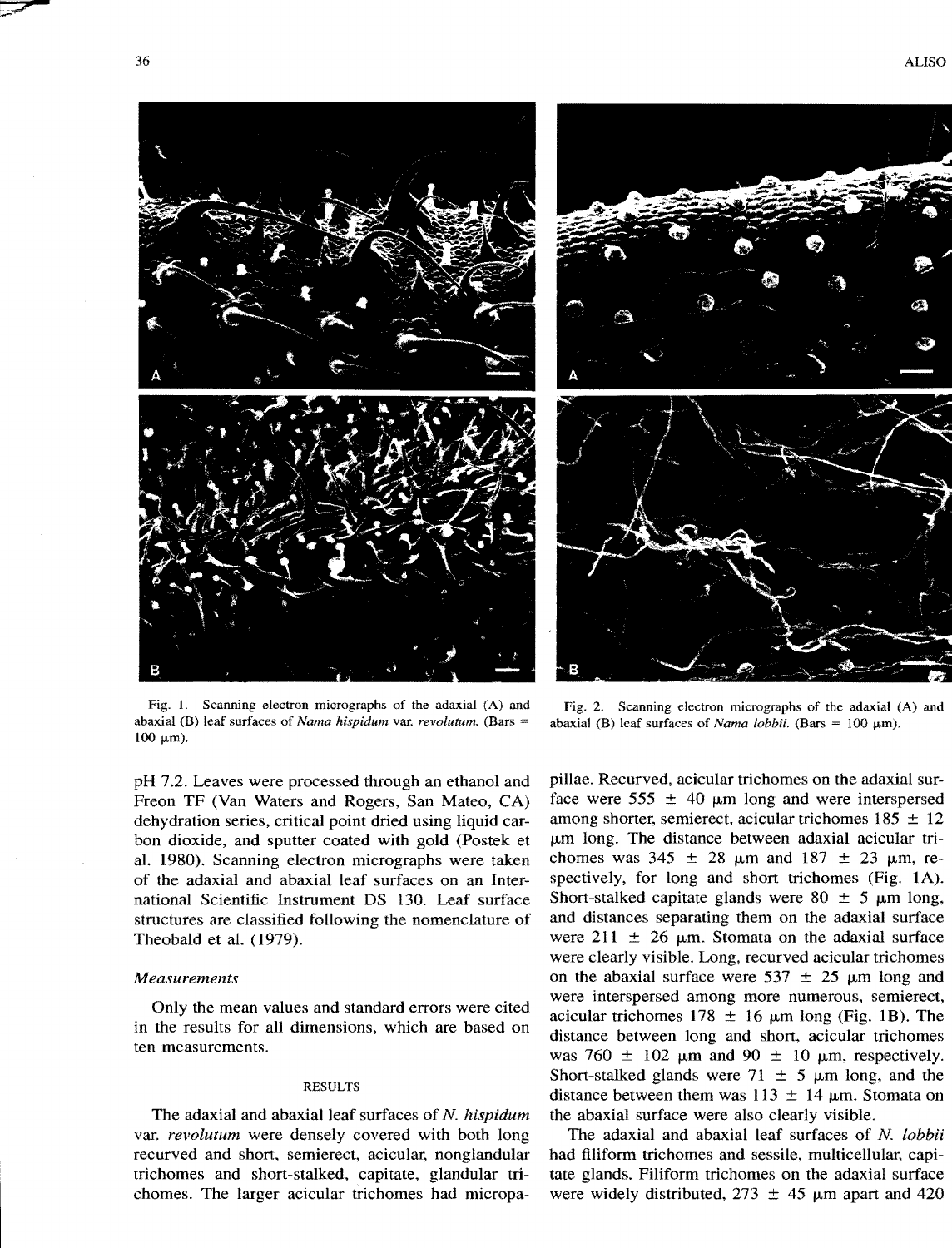Fig. 1. Scanning electron micrographs of the adaxial (A) and abaxial (B) leaf surfaces of *Nama hispidum* var. *revolutum*. (Bars = 100 μm).

Fig. 2. Scanning electron micrographs of the adaxial (A) and abaxial (B) leaf surfaces of *Nama lobbii*. (Bars = 100 μm).

pH 7.2. Leaves were processed through an ethanol and Freon TF (Van Waters and Rogers, San Mateo, CA) dehydration series, critical point dried using liquid carbon dioxide, and sputter coated with gold (Postek et al. 1980). Scanning electron micrographs were taken of the adaxial and abaxial leaf surfaces on an International Scientific Instrument DS 130. Leaf surface structures are classified following the nomenclature of Theobald et al. (1979).

### *Measurements*

Only the mean values and standard errors were cited in the results for all dimensions, which are based on ten measurements.

## RESULTS

The adaxial and abaxial leaf surfaces of *N. hispidum* var. *revolutum* were densely covered with both long recurved and short, semierect, acicular, nonglandular trichomes and short-stalked, capitate, glandular trichomes. The larger acicular trichomes had micropapillae. Recurved, acicular trichomes on the adaxial surface were 555 ± 40 μm long and were interspersed among shorter, semierect, acicular trichomes 185 ± 12 μm long. The distance between adaxial acicular trichomes was 345 ± 28 μm and 187 ± 23 μm, respectively, for long and short trichomes (Fig. 1A). Short-stalked capitate glands were 80 ± 5 μm long, and distances separating them on the adaxial surface were 211 ± 26 μm. Stomata on the adaxial surface were clearly visible. Long, recurved acicular trichomes on the abaxial surface were 537 ± 25 μm long and were interspersed among more numerous, semierect, acicular trichomes 178 ± 16 μm long (Fig. 1B). The distance between long and short, acicular trichomes was 760 ± 102 μm and 90 ± 10 μm, respectively. Short-stalked glands were 71 ± 5 μm long, and the distance between them was 113 ± 14 μm. Stomata on the abaxial surface were also clearly visible.

The adaxial and abaxial leaf surfaces of *N. lobbii* had filiform trichomes and sessile, multicellular, capitate glands. Filiform trichomes on the adaxial surface were widely distributed, 273 ± 45 μm apart and 420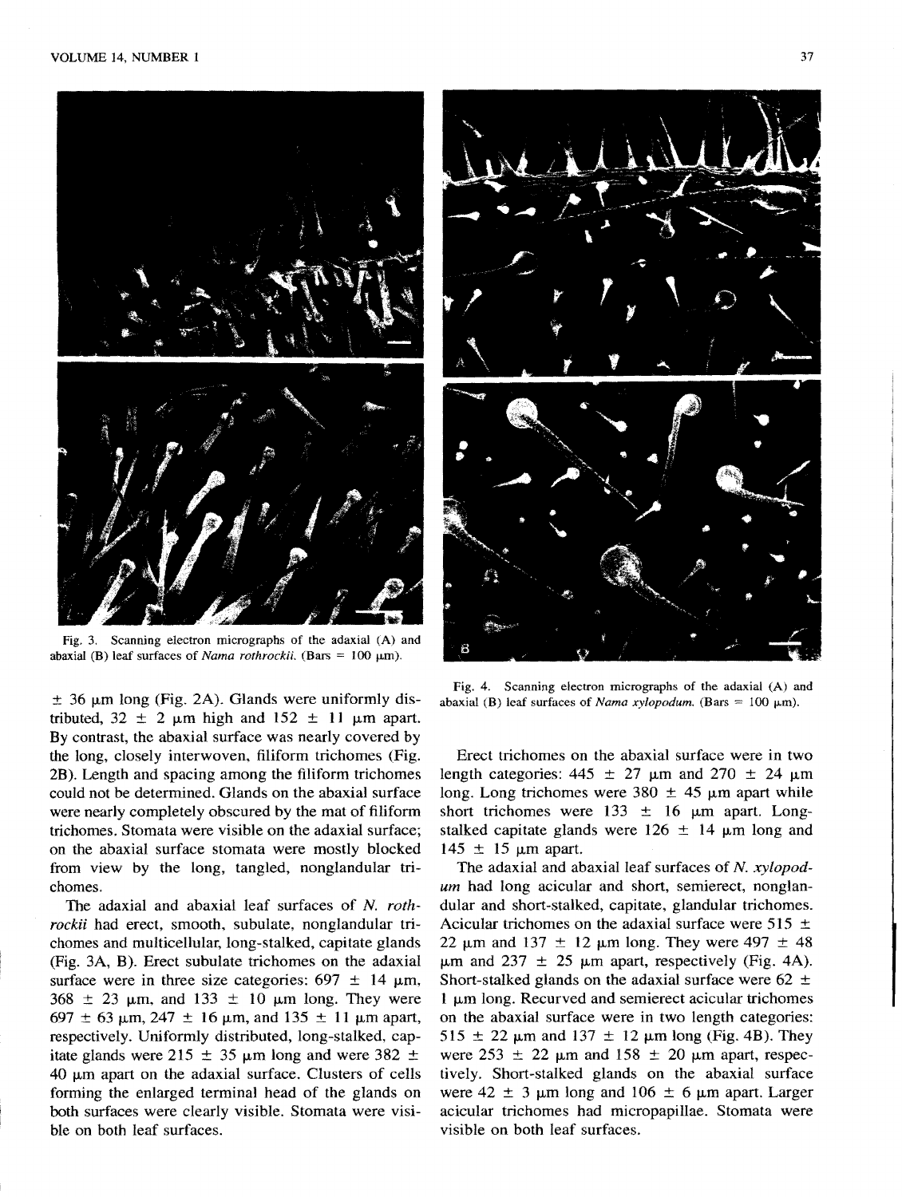Fig. 3. Scanning electron micrographs of the adaxial (A) and abaxial (B) leaf surfaces of *Nama rothrockii*. (Bars = 100 μm).

Fig. 4. Scanning electron micrographs of the adaxial (A) and abaxial (B) leaf surfaces of *Nama xylopodum*. (Bars = 100 μm).

± 36 μm long (Fig. 2A). Glands were uniformly distributed, 32 ± 2 μm high and 152 ± 11 μm apart. By contrast, the abaxial surface was nearly covered by the long, closely interwoven, filiform trichomes (Fig. 2B). Length and spacing among the filiform trichomes could not be determined. Glands on the abaxial surface were nearly completely obscured by the mat of filiform trichomes. Stomata were visible on the adaxial surface; on the abaxial surface stomata were mostly blocked from view by the long, tangled, nonglandular trichomes.

The adaxial and abaxial leaf surfaces of *N. rothrockii* had erect, smooth, subulate, nonglandular trichomes and multicellular, long-stalked, capitate glands (Fig. 3A, B). Erect subulate trichomes on the adaxial surface were in three size categories: 697 ± 14 μm, 368 ± 23 μm, and 133 ± 10 μm long. They were 697 ± 63 μm, 247 ± 16 μm, and 135 ± 11 μm apart, respectively. Uniformly distributed, long-stalked, capitate glands were 215 ± 35 μm long and were 382 ± 40 μm apart on the adaxial surface. Clusters of cells forming the enlarged terminal head of the glands on both surfaces were clearly visible. Stomata were visible on both leaf surfaces.

Erect trichomes on the abaxial surface were in two length categories: 445 ± 27 μm and 270 ± 24 μm long. Long trichomes were 380 ± 45 μm apart while short trichomes were 133 ± 16 μm apart. Long-stalked capitate glands were 126 ± 14 μm long and 145 ± 15 μm apart.

The adaxial and abaxial leaf surfaces of *N. xylopodum* had long acicular and short, semierect, nonglandular and short-stalked, capitate, glandular trichomes. Acicular trichomes on the adaxial surface were 515 ± 22 μm and 137 ± 12 μm long. They were 497 ± 48 μm and 237 ± 25 μm apart, respectively (Fig. 4A). Short-stalked glands on the adaxial surface were 62 ± 1 μm long. Recurved and semierect acicular trichomes on the abaxial surface were in two length categories: 515 ± 22 μm and 137 ± 12 μm long (Fig. 4B). They were 253 ± 22 μm and 158 ± 20 μm apart, respectively. Short-stalked glands on the abaxial surface were 42 ± 3 μm long and 106 ± 6 μm apart. Larger acicular trichomes had micropapillae. Stomata were visible on both leaf surfaces.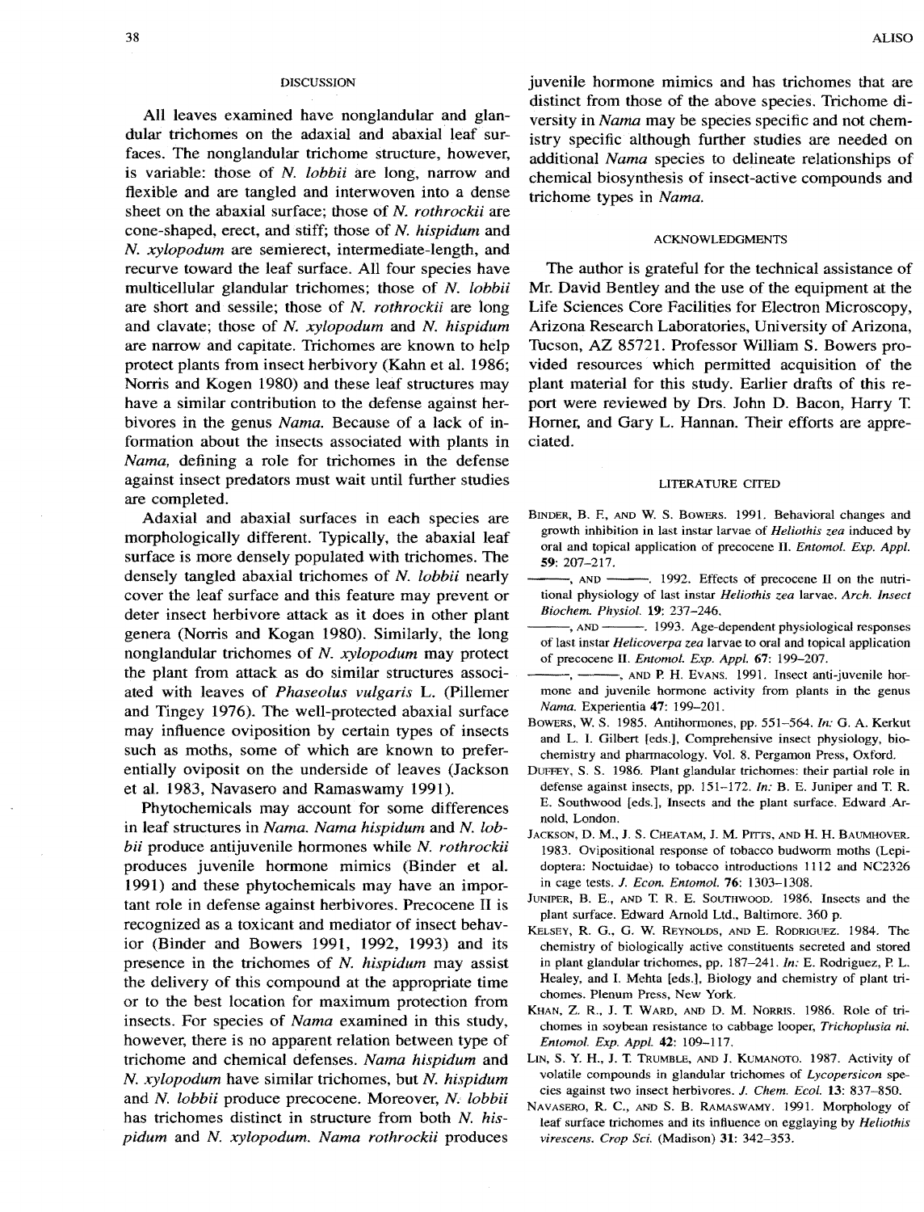## DISCUSSION

All leaves examined have nonglandular and glandular trichomes on the adaxial and abaxial leaf surfaces. The nonglandular trichome structure, however, is variable: those of *N. lobbii* are long, narrow and flexible and are tangled and interwoven into a dense sheet on the abaxial surface; those of *N. rothrockii* are cone-shaped, erect, and stiff; those of *N. hispidum* and *N. xylopodum* are semierect, intermediate-length, and recurve toward the leaf surface. All four species have multicellular glandular trichomes; those of *N. lobbii* are short and sessile; those of *N. rothrockii* are long and clavate; those of *N. xylopodum* and *N. hispidum* are narrow and capitate. Trichomes are known to help protect plants from insect herbivory (Kahn et al. 1986; Norris and Kogen 1980) and these leaf structures may have a similar contribution to the defense against herbivores in the genus *Nama*. Because of a lack of information about the insects associated with plants in *Nama*, defining a role for trichomes in the defense against insect predators must wait until further studies are completed.

Adaxial and abaxial surfaces in each species are morphologically different. Typically, the abaxial leaf surface is more densely populated with trichomes. The densely tangled abaxial trichomes of *N. lobbii* nearly cover the leaf surface and this feature may prevent or deter insect herbivore attack as it does in other plant genera (Norris and Kogan 1980). Similarly, the long nonglandular trichomes of *N. xylopodum* may protect the plant from attack as do similar structures associated with leaves of *Phaseolus vulgaris* L. (Pillemer and Tingey 1976). The well-protected abaxial surface may influence oviposition by certain types of insects such as moths, some of which are known to preferentially oviposit on the underside of leaves (Jackson et al. 1983, Navasero and Ramaswamy 1991).

Phytochemicals may account for some differences in leaf structures in *Nama*. *Nama hispidum* and *N. lobbii* produce antijuvenile hormones while *N. rothrockii* produces juvenile hormone mimics (Binder et al. 1991) and these phytochemicals may have an important role in defense against herbivores. Precocene II is recognized as a toxicant and mediator of insect behavior (Binder and Bowers 1991, 1992, 1993) and its presence in the trichomes of *N. hispidum* may assist the delivery of this compound at the appropriate time or to the best location for maximum protection from insects. For species of *Nama* examined in this study, however, there is no apparent relation between type of trichome and chemical defenses. *Nama hispidum* and *N. xylopodum* have similar trichomes, but *N. hispidum* and *N. lobbii* produce precocene. Moreover, *N. lobbii* has trichomes distinct in structure from both *N. hispidum* and *N. xylopodum*. *Nama rothrockii* produces juvenile hormone mimics and has trichomes that are distinct from those of the above species. Trichome diversity in *Nama* may be species specific and not chemistry specific although further studies are needed on additional *Nama* species to delineate relationships of chemical biosynthesis of insect-active compounds and trichome types in *Nama*.

## ACKNOWLEDGMENTS

The author is grateful for the technical assistance of Mr. David Bentley and the use of the equipment at the Life Sciences Core Facilities for Electron Microscopy, Arizona Research Laboratories, University of Arizona, Tucson, AZ 85721. Professor William S. Bowers provided resources which permitted acquisition of the plant material for this study. Earlier drafts of this report were reviewed by Drs. John D. Bacon, Harry T. Horner, and Gary L. Hannan. Their efforts are appreciated.

## LITERATURE CITED

BINDER, B. F., AND W. S. BOWERS. 1991. Behavioral changes and growth inhibition in last instar larvae of *Heliothis zea* induced by oral and topical application of precocene II. *Entomol. Exp. Appl.* **59**: 207–217.

———, AND ———. 1992. Effects of precocene II on the nutritional physiology of last instar *Heliothis zea* larvae. *Arch. Insect Biochem. Physiol.* **19**: 237–246.

———, AND ———. 1993. Age-dependent physiological responses of last instar *Helicoverpa zea* larvae to oral and topical application of precocene II. *Entomol. Exp. Appl.* **67**: 199–207.

———, ———, AND P. H. EVANS. 1991. Insect anti-juvenile hormone and juvenile hormone activity from plants in the genus *Nama*. Experientia **47**: 199–201.

BOWERS, W. S. 1985. Antihormones, pp. 551–564. *In:* G. A. Kerkut and L. I. Gilbert [eds.], Comprehensive insect physiology, biochemistry and pharmacology. Vol. 8. Pergamon Press, Oxford.

DUFFEY, S. S. 1986. Plant glandular trichomes: their partial role in defense against insects, pp. 151–172. *In:* B. E. Juniper and T. R. E. Southwood [eds.], Insects and the plant surface. Edward Arnold, London.

JACKSON, D. M., J. S. CHEATAM, J. M. PITTS, AND H. H. BAUMHOVER. 1983. Ovipositional response of tobacco budworm moths (Lepidoptera: Noctuidae) to tobacco introductions 1112 and NC2326 in cage tests. *J. Econ. Entomol.* **76**: 1303–1308.

JUNIPER, B. E., AND T. R. E. SOUTHWOOD. 1986. Insects and the plant surface. Edward Arnold Ltd., Baltimore. 360 p.

KELSEY, R. G., G. W. REYNOLDS, AND E. RODRIGUEZ. 1984. The chemistry of biologically active constituents secreted and stored in plant glandular trichomes, pp. 187–241. *In:* E. Rodriguez, P. L. Healey, and I. Mehta [eds.], Biology and chemistry of plant trichomes. Plenum Press, New York.

KHAN, Z. R., J. T. WARD, AND D. M. NORRIS. 1986. Role of trichomes in soybean resistance to cabbage looper, *Trichoplusia ni*. *Entomol. Exp. Appl.* **42**: 109–117.

LIN, S. Y. H., J. T. TRUMBLE, AND J. KUMANOTO. 1987. Activity of volatile compounds in glandular trichomes of *Lycopersicon* species against two insect herbivores. *J. Chem. Ecol.* **13**: 837–850.

NAVASERO, R. C., AND S. B. RAMASWAMY. 1991. Morphology of leaf surface trichomes and its influence on egglaying by *Heliothis virescens*. *Crop Sci.* (Madison) **31**: 342–353.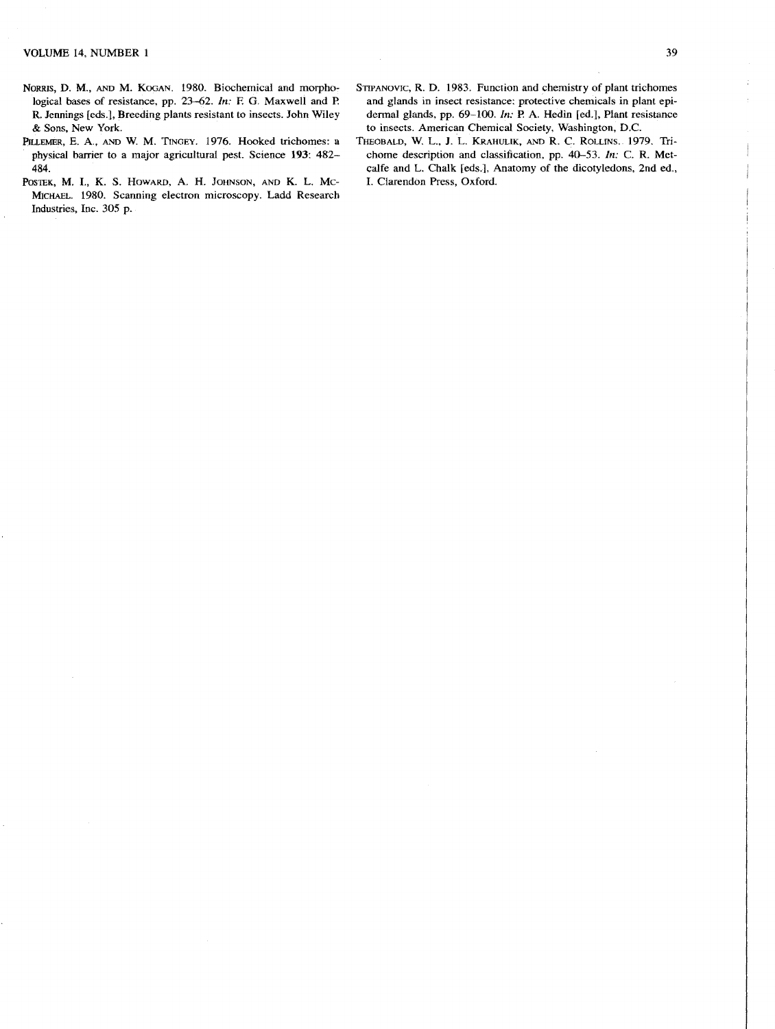NORRIS, D. M., AND M. KOGAN. 1980. Biochemical and morphological bases of resistance, pp. 23–62. *In:* F. G. Maxwell and P. R. Jennings [eds.], Breeding plants resistant to insects. John Wiley & Sons, New York.

PILLEMER, E. A., AND W. M. TINGEY. 1976. Hooked trichomes: a physical barrier to a major agricultural pest. Science **193**: 482–484.

POSTEK, M. I., K. S. HOWARD, A. H. JOHNSON, AND K. L. MCMICHAEL. 1980. Scanning electron microscopy. Ladd Research Industries, Inc. 305 p.

STIPANOVIC, R. D. 1983. Function and chemistry of plant trichomes and glands in insect resistance: protective chemicals in plant epidermal glands, pp. 69–100. *In:* P. A. Hedin [ed.], Plant resistance to insects. American Chemical Society, Washington, D.C.

THEOBALD, W. L., J. L. KRAHULIK, AND R. C. ROLLINS. 1979. Trichome description and classification, pp. 40–53. *In:* C. R. Metcalfe and L. Chalk [eds.], Anatomy of the dicotyledons, 2nd ed., I. Clarendon Press, Oxford.